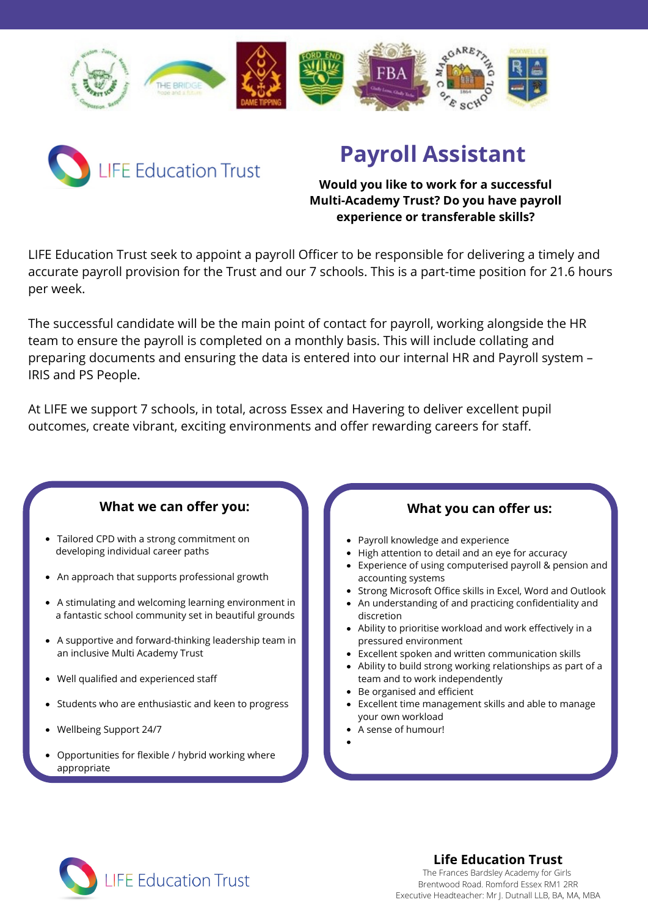LIFE Education Trust

# Payroll Assistant

**Would you like to work for a successful Multi-Academy Trust? Do you have payroll experience or transferable skills?**

LIFE Education Trust seek to appoint a payroll Officer to be responsible for delivering a timely and accurate payroll provision for the Trust and our 7 schools. This is a part-time position for 21.6 hours per week.

The successful candidate will be the main point of contact for payroll, working alongside the HR team to ensure the payroll is completed on a monthly basis. This will include collating and preparing documents and ensuring the data is entered into our internal HR and Payroll system – IRIS and PS People.

At LIFE we support 7 schools, in total, across Essex and Havering to deliver excellent pupil outcomes, create vibrant, exciting environments and offer rewarding careers for staff.

## What we can offer you:

- Tailored CPD with a strong commitment on developing individual career paths
- An approach that supports professional growth
- A stimulating and welcoming learning environment in a fantastic school community set in beautiful grounds
- A supportive and forward-thinking leadership team in an inclusive Multi Academy Trust
- Well qualified and experienced staff
- Students who are enthusiastic and keen to progress
- Wellbeing Support 24/7
- Opportunities for flexible / hybrid working where appropriate

## What you can offer us:

- Payroll knowledge and experience
- High attention to detail and an eye for accuracy
- Experience of using computerised payroll & pension and accounting systems
- Strong Microsoft Office skills in Excel, Word and Outlook
- An understanding of and practicing confidentiality and discretion
- Ability to prioritise workload and work effectively in a pressured environment
- Excellent spoken and written communication skills
- Ability to build strong working relationships as part of a team and to work independently
- Be organised and efficient
- Excellent time management skills and able to manage your own workload
- A sense of humour!

LIFE Education Trust

**Life Education Trust**
The Frances Bardsley Academy for Girls
Brentwood Road. Romford Essex RM1 2RR
Executive Headteacher: Mr J. Dutnall LLB, BA, MA, MBA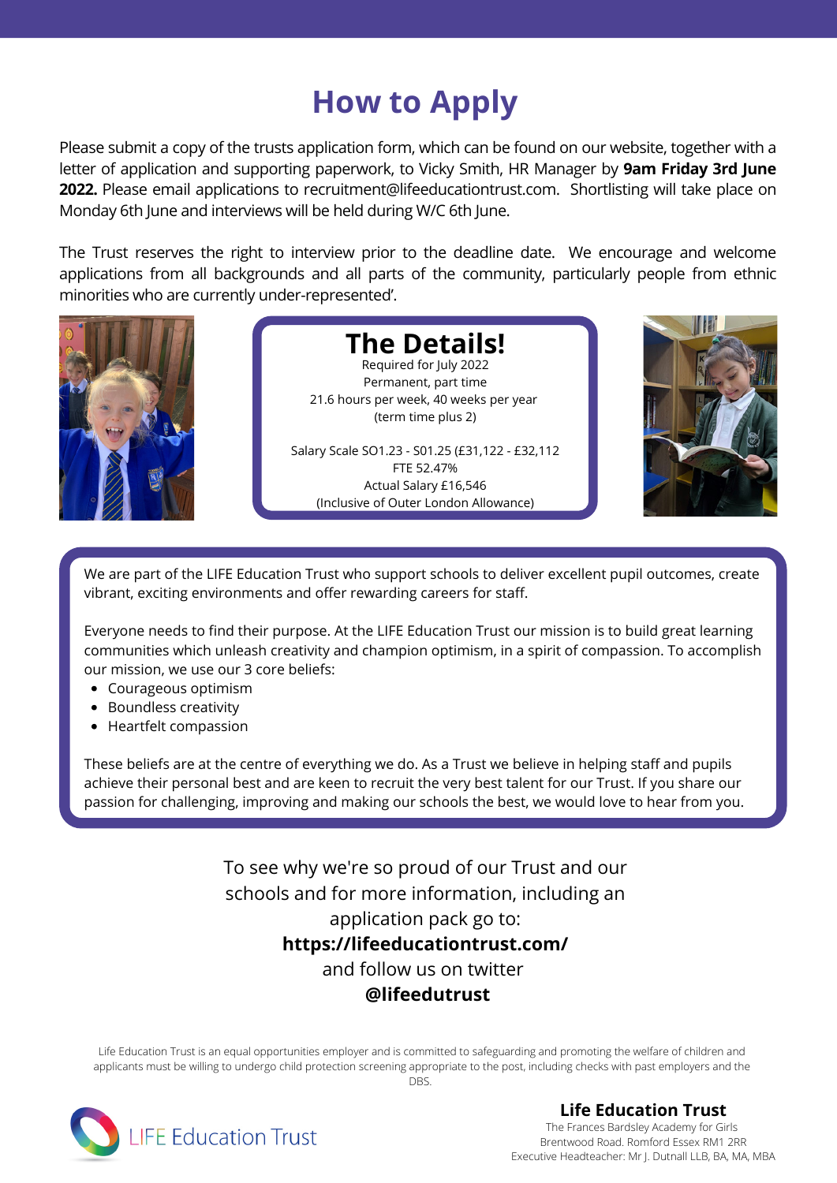# How to Apply

Please submit a copy of the trusts application form, which can be found on our website, together with a letter of application and supporting paperwork, to Vicky Smith, HR Manager by **9am Friday 3rd June 2022.** Please email applications to recruitment@lifeeducationtrust.com. Shortlisting will take place on Monday 6th June and interviews will be held during W/C 6th June.

The Trust reserves the right to interview prior to the deadline date. We encourage and welcome applications from all backgrounds and all parts of the community, particularly people from ethnic minorities who are currently under-represented'.

## The Details!

Required for July 2022
Permanent, part time
21.6 hours per week, 40 weeks per year
(term time plus 2)

Salary Scale SO1.23 - S01.25 (£31,122 - £32,112
FTE 52.47%
Actual Salary £16,546
(Inclusive of Outer London Allowance)

We are part of the LIFE Education Trust who support schools to deliver excellent pupil outcomes, create vibrant, exciting environments and offer rewarding careers for staff.

Everyone needs to find their purpose. At the LIFE Education Trust our mission is to build great learning communities which unleash creativity and champion optimism, in a spirit of compassion. To accomplish our mission, we use our 3 core beliefs:

- Courageous optimism
- Boundless creativity
- Heartfelt compassion

These beliefs are at the centre of everything we do. As a Trust we believe in helping staff and pupils achieve their personal best and are keen to recruit the very best talent for our Trust. If you share our passion for challenging, improving and making our schools the best, we would love to hear from you.

To see why we're so proud of our Trust and our schools and for more information, including an application pack go to:
**https://lifeeducationtrust.com/**
and follow us on twitter
**@lifeedutrust**

Life Education Trust is an equal opportunities employer and is committed to safeguarding and promoting the welfare of children and applicants must be willing to undergo child protection screening appropriate to the post, including checks with past employers and the DBS.

LIFE Education Trust

**Life Education Trust**
The Frances Bardsley Academy for Girls
Brentwood Road. Romford Essex RM1 2RR
Executive Headteacher: Mr J. Dutnall LLB, BA, MA, MBA